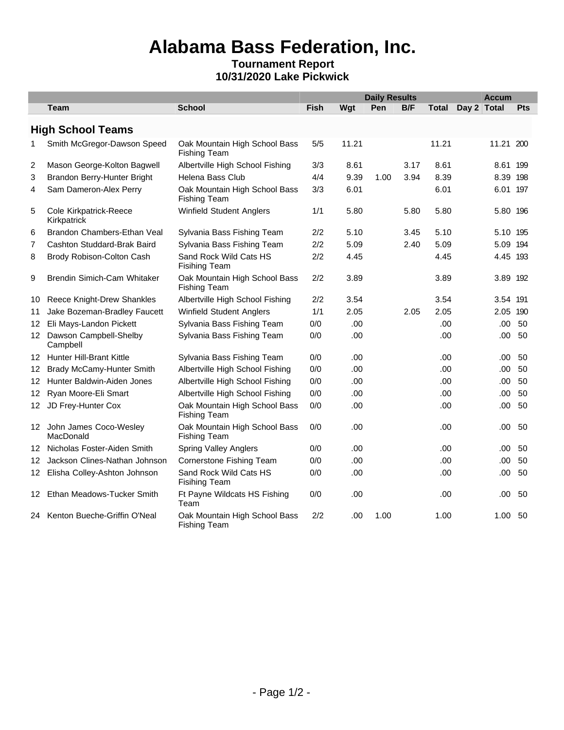# Alabama Bass Federation, Inc.

**Tournament Report**
**10/31/2020 Lake Pickwick**

| | | | Daily Results | | | | | | Accum | |
|---|---|---|---|---|---|---|---|---|---|---|
| | Team | School | Fish | Wgt | Pen | B/F | Total | Day 2 | Total | Pts |
| | **High School Teams** | | | | | | | | | |
| 1 | Smith McGregor-Dawson Speed | Oak Mountain High School Bass Fishing Team | 5/5 | 11.21 | | | 11.21 | | 11.21 | 200 |
| 2 | Mason George-Kolton Bagwell | Albertville High School Fishing | 3/3 | 8.61 | | 3.17 | 8.61 | | 8.61 | 199 |
| 3 | Brandon Berry-Hunter Bright | Helena Bass Club | 4/4 | 9.39 | 1.00 | 3.94 | 8.39 | | 8.39 | 198 |
| 4 | Sam Dameron-Alex Perry | Oak Mountain High School Bass Fishing Team | 3/3 | 6.01 | | | 6.01 | | 6.01 | 197 |
| 5 | Cole Kirkpatrick-Reece Kirkpatrick | Winfield Student Anglers | 1/1 | 5.80 | | 5.80 | 5.80 | | 5.80 | 196 |
| 6 | Brandon Chambers-Ethan Veal | Sylvania Bass Fishing Team | 2/2 | 5.10 | | 3.45 | 5.10 | | 5.10 | 195 |
| 7 | Cashton Studdard-Brak Baird | Sylvania Bass Fishing Team | 2/2 | 5.09 | | 2.40 | 5.09 | | 5.09 | 194 |
| 8 | Brody Robison-Colton Cash | Sand Rock Wild Cats HS Fisihing Team | 2/2 | 4.45 | | | 4.45 | | 4.45 | 193 |
| 9 | Brendin Simich-Cam Whitaker | Oak Mountain High School Bass Fishing Team | 2/2 | 3.89 | | | 3.89 | | 3.89 | 192 |
| 10 | Reece Knight-Drew Shankles | Albertville High School Fishing | 2/2 | 3.54 | | | 3.54 | | 3.54 | 191 |
| 11 | Jake Bozeman-Bradley Faucett | Winfield Student Anglers | 1/1 | 2.05 | | 2.05 | 2.05 | | 2.05 | 190 |
| 12 | Eli Mays-Landon Pickett | Sylvania Bass Fishing Team | 0/0 | .00 | | | .00 | | .00 | 50 |
| 12 | Dawson Campbell-Shelby Campbell | Sylvania Bass Fishing Team | 0/0 | .00 | | | .00 | | .00 | 50 |
| 12 | Hunter Hill-Brant Kittle | Sylvania Bass Fishing Team | 0/0 | .00 | | | .00 | | .00 | 50 |
| 12 | Brady McCamy-Hunter Smith | Albertville High School Fishing | 0/0 | .00 | | | .00 | | .00 | 50 |
| 12 | Hunter Baldwin-Aiden Jones | Albertville High School Fishing | 0/0 | .00 | | | .00 | | .00 | 50 |
| 12 | Ryan Moore-Eli Smart | Albertville High School Fishing | 0/0 | .00 | | | .00 | | .00 | 50 |
| 12 | JD Frey-Hunter Cox | Oak Mountain High School Bass Fishing Team | 0/0 | .00 | | | .00 | | .00 | 50 |
| 12 | John James Coco-Wesley MacDonald | Oak Mountain High School Bass Fishing Team | 0/0 | .00 | | | .00 | | .00 | 50 |
| 12 | Nicholas Foster-Aiden Smith | Spring Valley Anglers | 0/0 | .00 | | | .00 | | .00 | 50 |
| 12 | Jackson Clines-Nathan Johnson | Cornerstone Fishing Team | 0/0 | .00 | | | .00 | | .00 | 50 |
| 12 | Elisha Colley-Ashton Johnson | Sand Rock Wild Cats HS Fisihing Team | 0/0 | .00 | | | .00 | | .00 | 50 |
| 12 | Ethan Meadows-Tucker Smith | Ft Payne Wildcats HS Fishing Team | 0/0 | .00 | | | .00 | | .00 | 50 |
| 24 | Kenton Bueche-Griffin O'Neal | Oak Mountain High School Bass Fishing Team | 2/2 | .00 | 1.00 | | 1.00 | | 1.00 | 50 |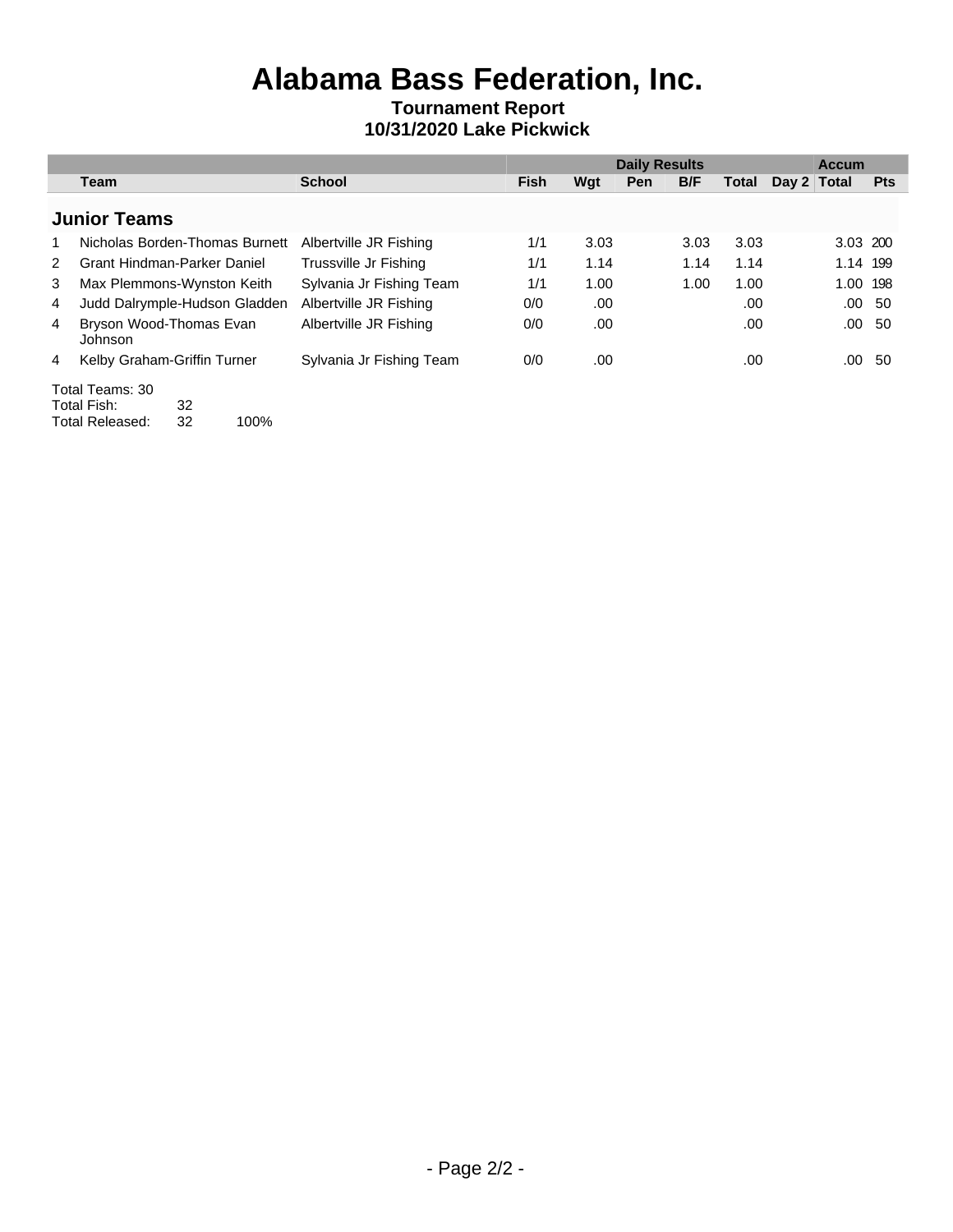# Alabama Bass Federation, Inc.

**Tournament Report**
**10/31/2020 Lake Pickwick**

| | | | Daily Results | | | | | | Accum | |
|---|---|---|---|---|---|---|---|---|---|---|
| | Team | School | Fish | Wgt | Pen | B/F | Total | Day 2 | Total | Pts |
| **Junior Teams** | | | | | | | | | | |
| 1 | Nicholas Borden-Thomas Burnett | Albertville JR Fishing | 1/1 | 3.03 | | 3.03 | 3.03 | | 3.03 | 200 |
| 2 | Grant Hindman-Parker Daniel | Trussville Jr Fishing | 1/1 | 1.14 | | 1.14 | 1.14 | | 1.14 | 199 |
| 3 | Max Plemmons-Wynston Keith | Sylvania Jr Fishing Team | 1/1 | 1.00 | | 1.00 | 1.00 | | 1.00 | 198 |
| 4 | Judd Dalrymple-Hudson Gladden | Albertville JR Fishing | 0/0 | .00 | | | .00 | | .00 | 50 |
| 4 | Bryson Wood-Thomas Evan Johnson | Albertville JR Fishing | 0/0 | .00 | | | .00 | | .00 | 50 |
| 4 | Kelby Graham-Griffin Turner | Sylvania Jr Fishing Team | 0/0 | .00 | | | .00 | | .00 | 50 |

Total Teams: 30
Total Fish: 32
Total Released: 32 100%